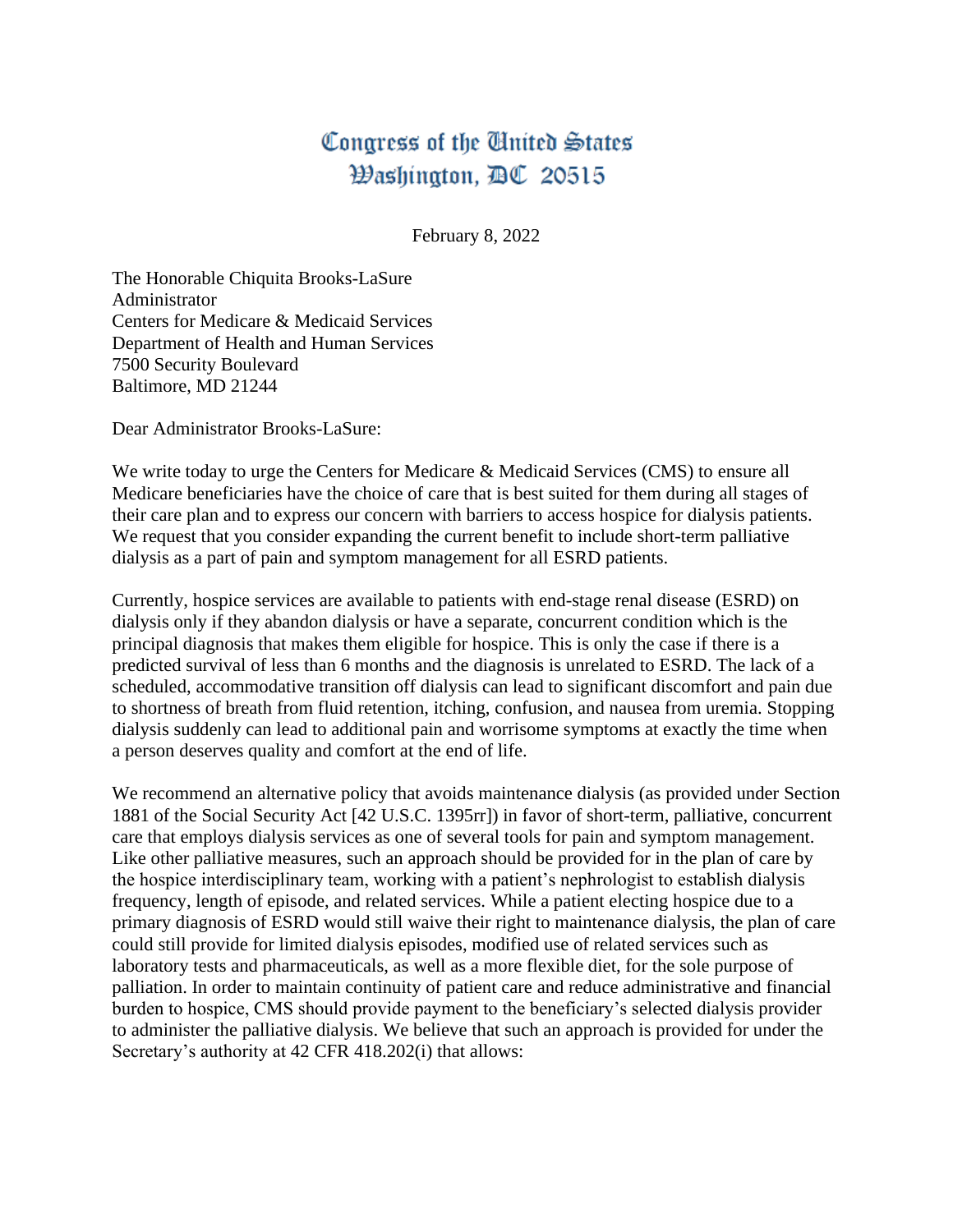# Congress of the United States
## Washington, DC 20515

February 8, 2022

The Honorable Chiquita Brooks-LaSure
Administrator
Centers for Medicare & Medicaid Services
Department of Health and Human Services
7500 Security Boulevard
Baltimore, MD 21244

Dear Administrator Brooks-LaSure:

We write today to urge the Centers for Medicare & Medicaid Services (CMS) to ensure all Medicare beneficiaries have the choice of care that is best suited for them during all stages of their care plan and to express our concern with barriers to access hospice for dialysis patients. We request that you consider expanding the current benefit to include short-term palliative dialysis as a part of pain and symptom management for all ESRD patients.

Currently, hospice services are available to patients with end-stage renal disease (ESRD) on dialysis only if they abandon dialysis or have a separate, concurrent condition which is the principal diagnosis that makes them eligible for hospice. This is only the case if there is a predicted survival of less than 6 months and the diagnosis is unrelated to ESRD. The lack of a scheduled, accommodative transition off dialysis can lead to significant discomfort and pain due to shortness of breath from fluid retention, itching, confusion, and nausea from uremia. Stopping dialysis suddenly can lead to additional pain and worrisome symptoms at exactly the time when a person deserves quality and comfort at the end of life.

We recommend an alternative policy that avoids maintenance dialysis (as provided under Section 1881 of the Social Security Act [42 U.S.C. 1395rr]) in favor of short-term, palliative, concurrent care that employs dialysis services as one of several tools for pain and symptom management. Like other palliative measures, such an approach should be provided for in the plan of care by the hospice interdisciplinary team, working with a patient's nephrologist to establish dialysis frequency, length of episode, and related services. While a patient electing hospice due to a primary diagnosis of ESRD would still waive their right to maintenance dialysis, the plan of care could still provide for limited dialysis episodes, modified use of related services such as laboratory tests and pharmaceuticals, as well as a more flexible diet, for the sole purpose of palliation. In order to maintain continuity of patient care and reduce administrative and financial burden to hospice, CMS should provide payment to the beneficiary's selected dialysis provider to administer the palliative dialysis. We believe that such an approach is provided for under the Secretary's authority at 42 CFR 418.202(i) that allows: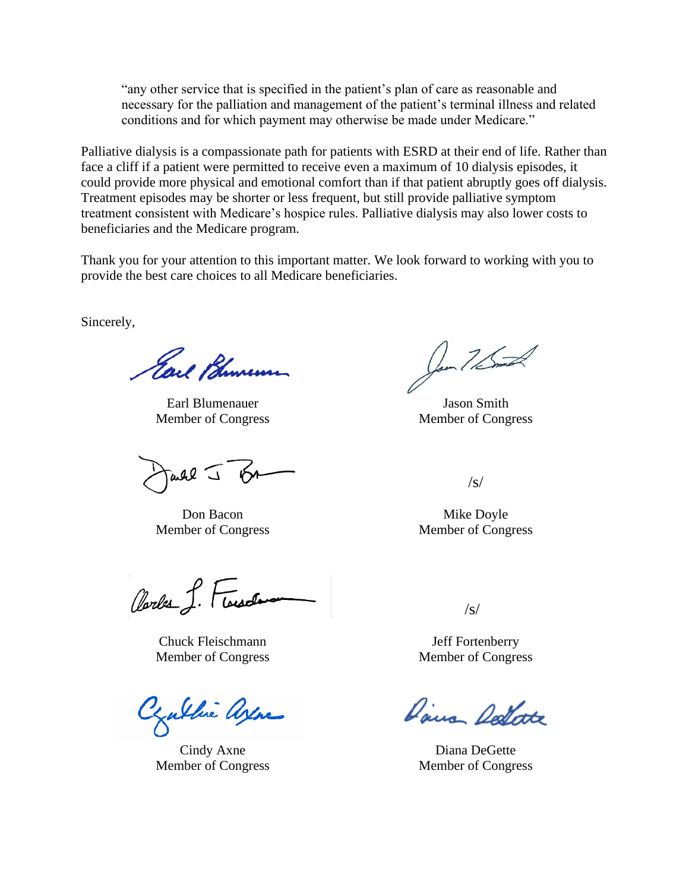> "any other service that is specified in the patient's plan of care as reasonable and necessary for the palliation and management of the patient's terminal illness and related conditions and for which payment may otherwise be made under Medicare."

Palliative dialysis is a compassionate path for patients with ESRD at their end of life. Rather than face a cliff if a patient were permitted to receive even a maximum of 10 dialysis episodes, it could provide more physical and emotional comfort than if that patient abruptly goes off dialysis. Treatment episodes may be shorter or less frequent, but still provide palliative symptom treatment consistent with Medicare's hospice rules. Palliative dialysis may also lower costs to beneficiaries and the Medicare program.

Thank you for your attention to this important matter. We look forward to working with you to provide the best care choices to all Medicare beneficiaries.

Sincerely,

Earl Blumenauer
Member of Congress

Jason Smith
Member of Congress

Don Bacon
Member of Congress

/s/

Mike Doyle
Member of Congress

Chuck Fleischmann
Member of Congress

/s/

Jeff Fortenberry
Member of Congress

Cindy Axne
Member of Congress

Diana DeGette
Member of Congress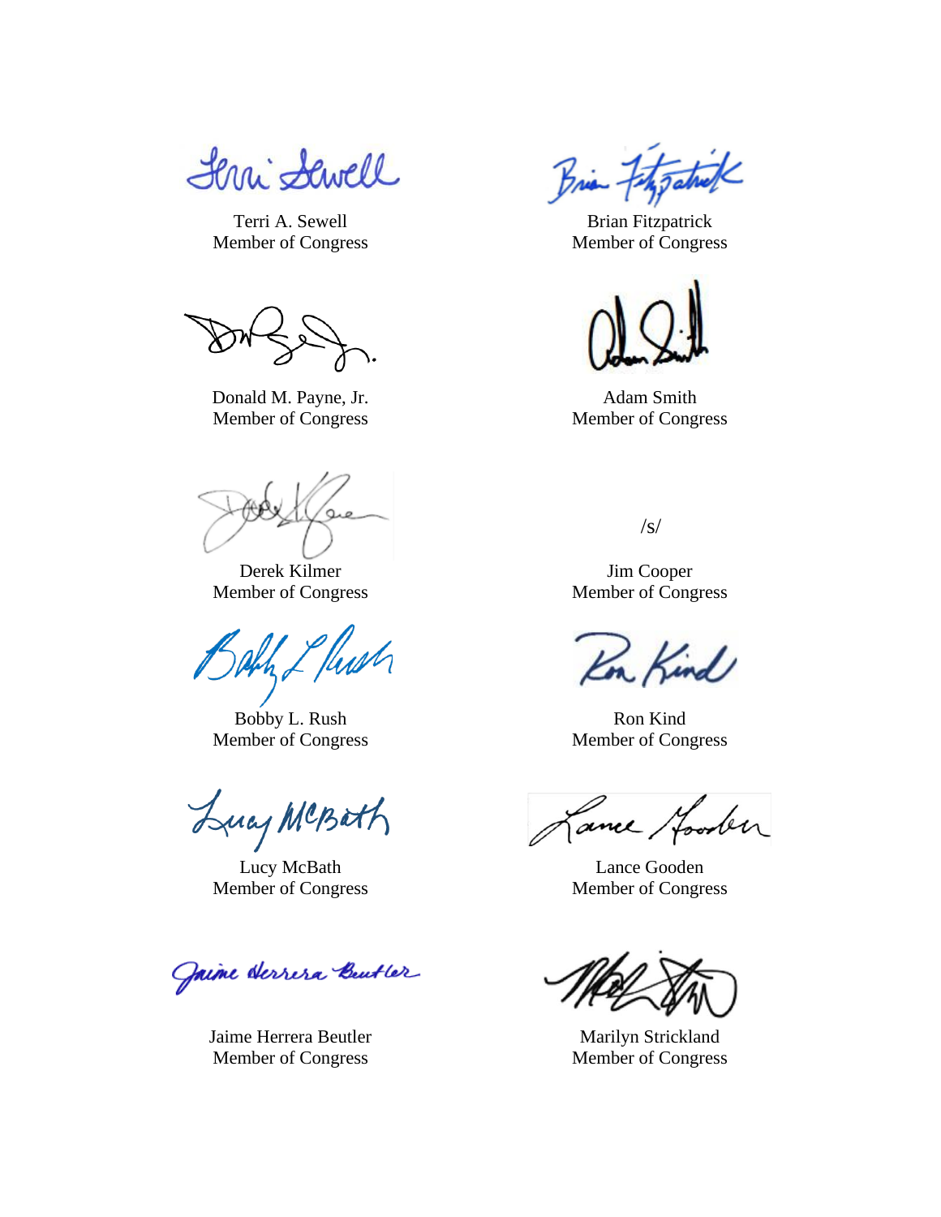Terri A. Sewell
Member of Congress

Brian Fitzpatrick
Member of Congress

Donald M. Payne, Jr.
Member of Congress

Adam Smith
Member of Congress

Derek Kilmer
Member of Congress

/s/

Jim Cooper
Member of Congress

Bobby L. Rush
Member of Congress

Ron Kind
Member of Congress

Lucy McBath
Member of Congress

Lance Gooden
Member of Congress

Jaime Herrera Beutler
Member of Congress

Marilyn Strickland
Member of Congress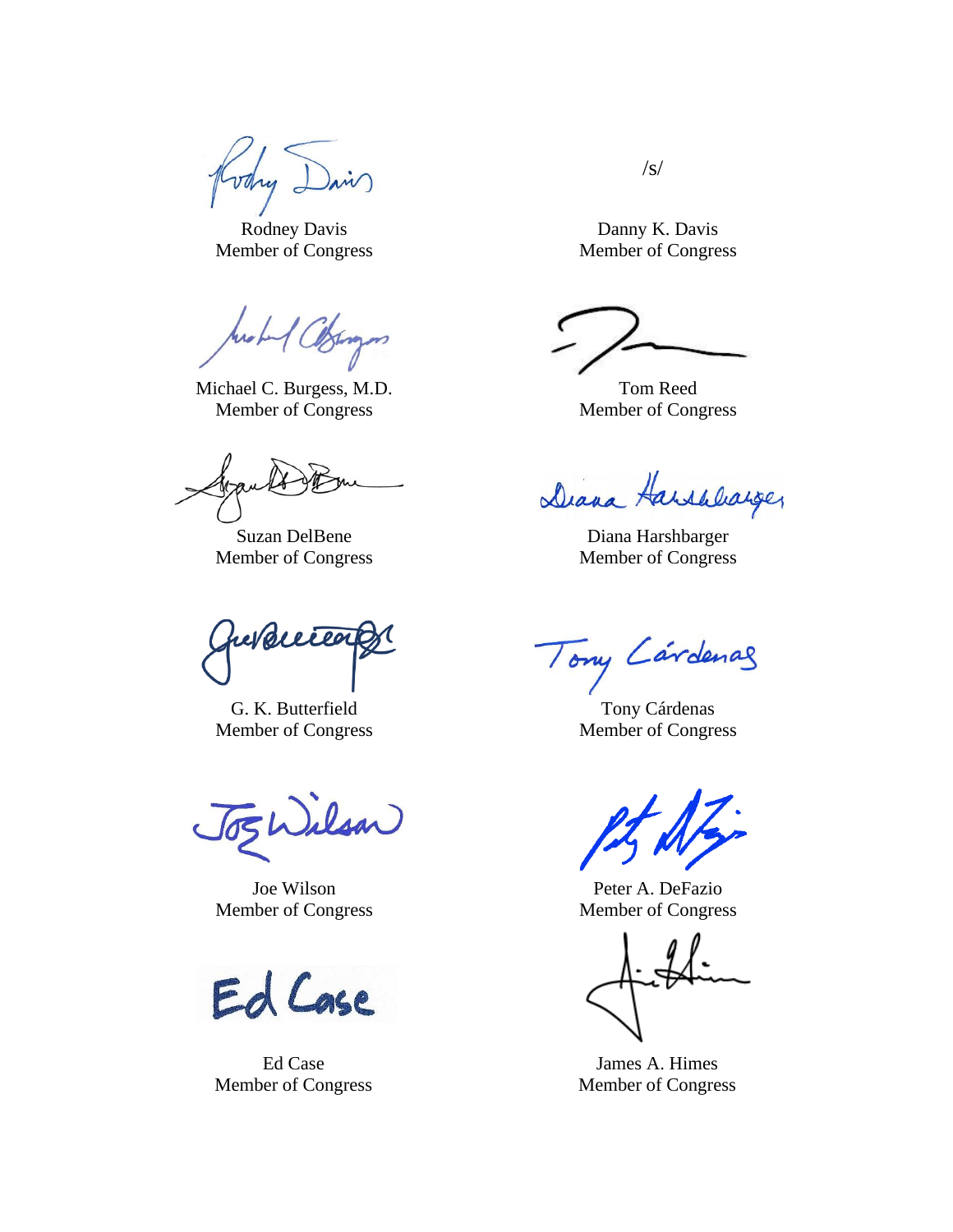Rodney Davis
Member of Congress

/s/

Danny K. Davis
Member of Congress

Michael C. Burgess, M.D.
Member of Congress

Tom Reed
Member of Congress

Suzan DelBene
Member of Congress

Diana Harshbarger
Member of Congress

G. K. Butterfield
Member of Congress

Tony Cárdenas
Member of Congress

Joe Wilson
Member of Congress

Peter A. DeFazio
Member of Congress

Ed Case
Member of Congress

James A. Himes
Member of Congress